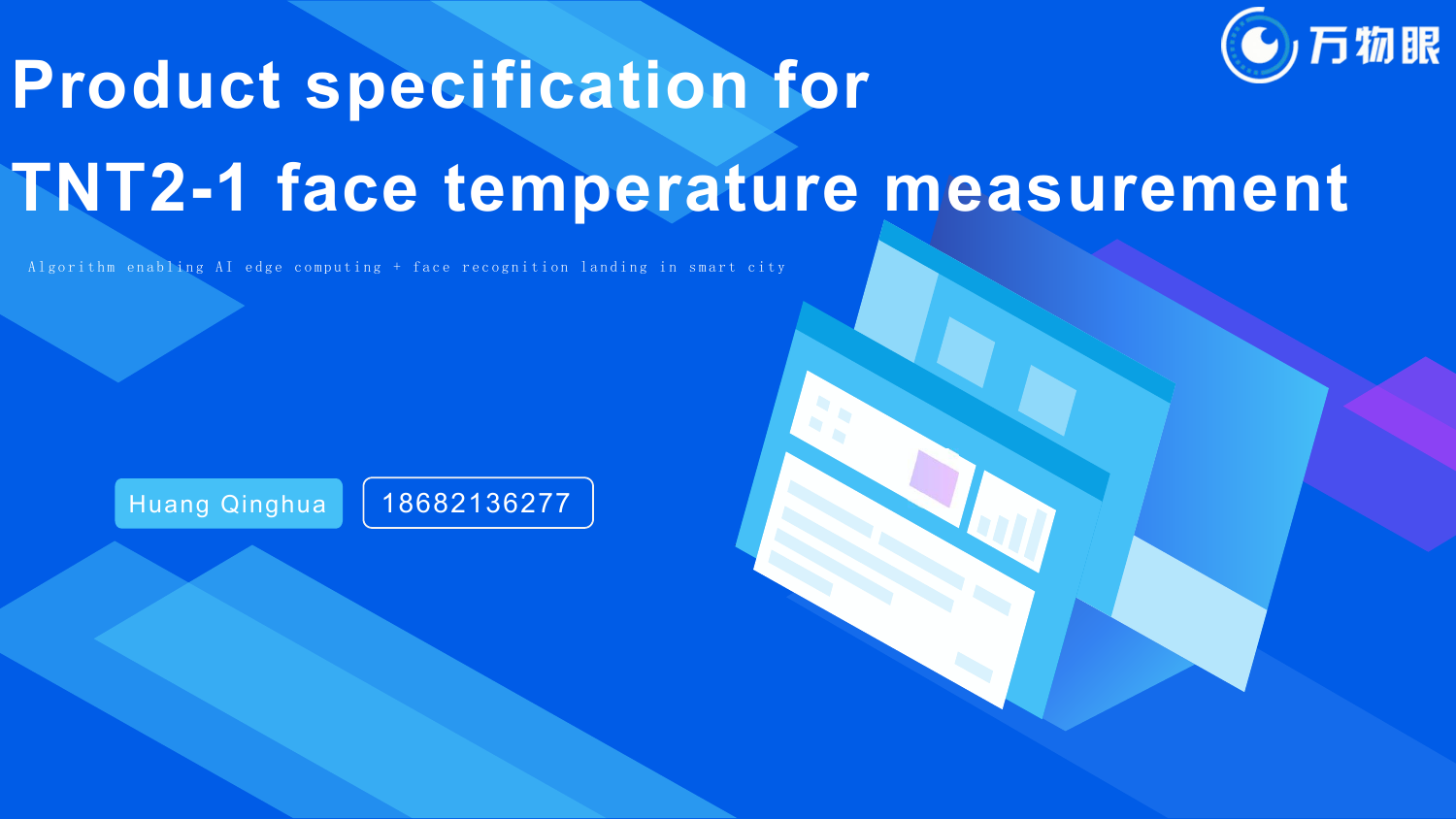万物眼

# Product specification for TNT2-1 face temperature measurement

Algorithm enabling AI edge computing + face recognition landing in smart city

Huang Qinghua

18682136277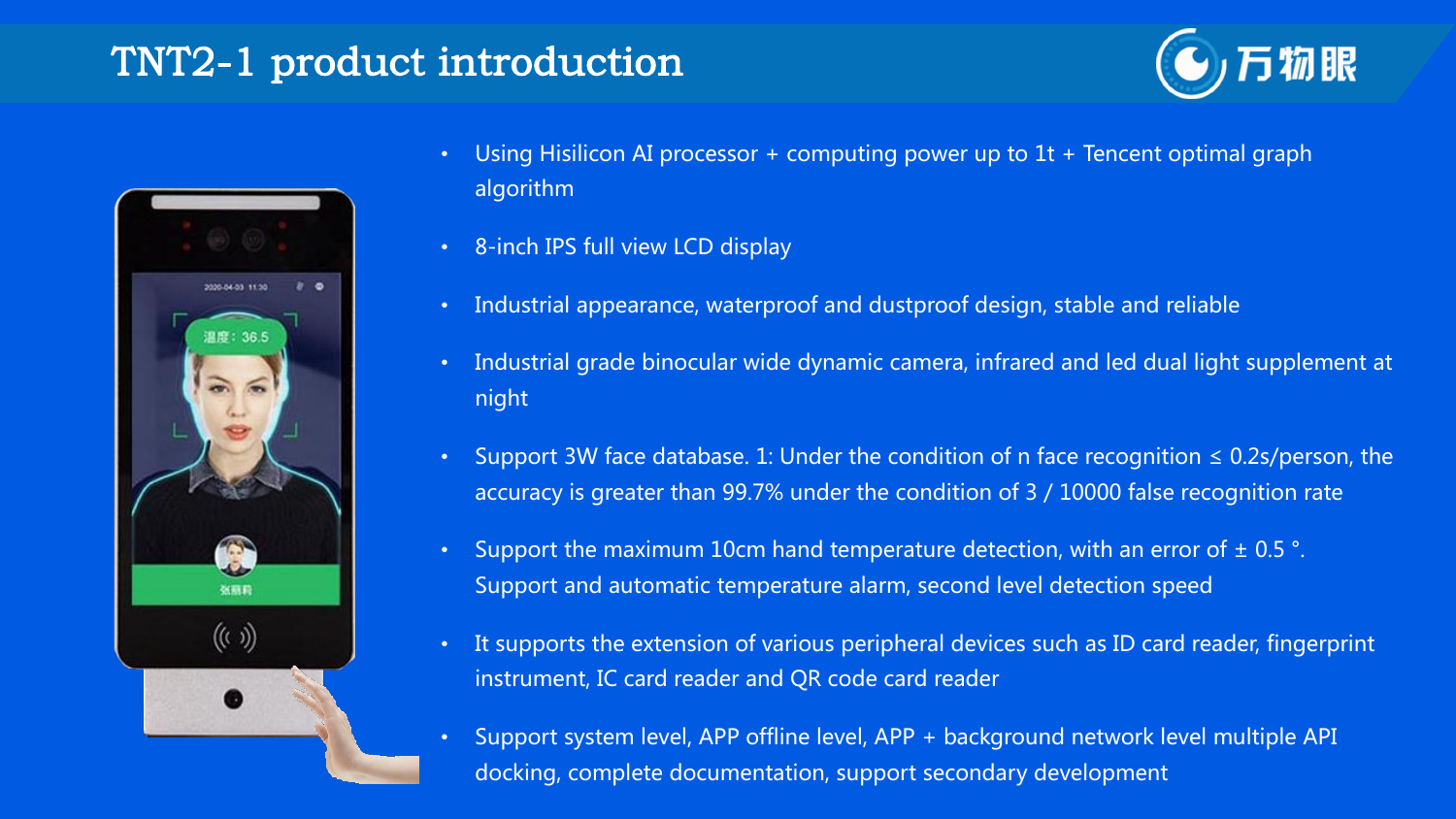# TNT2-1 product introduction

- Using Hisilicon AI processor + computing power up to 1t + Tencent optimal graph algorithm
- 8-inch IPS full view LCD display
- Industrial appearance, waterproof and dustproof design, stable and reliable
- Industrial grade binocular wide dynamic camera, infrared and led dual light supplement at night
- Support 3W face database. 1: Under the condition of n face recognition ≤ 0.2s/person, the accuracy is greater than 99.7% under the condition of 3 / 10000 false recognition rate
- Support the maximum 10cm hand temperature detection, with an error of ± 0.5 °. Support and automatic temperature alarm, second level detection speed
- It supports the extension of various peripheral devices such as ID card reader, fingerprint instrument, IC card reader and QR code card reader
- Support system level, APP offline level, APP + background network level multiple API docking, complete documentation, support secondary development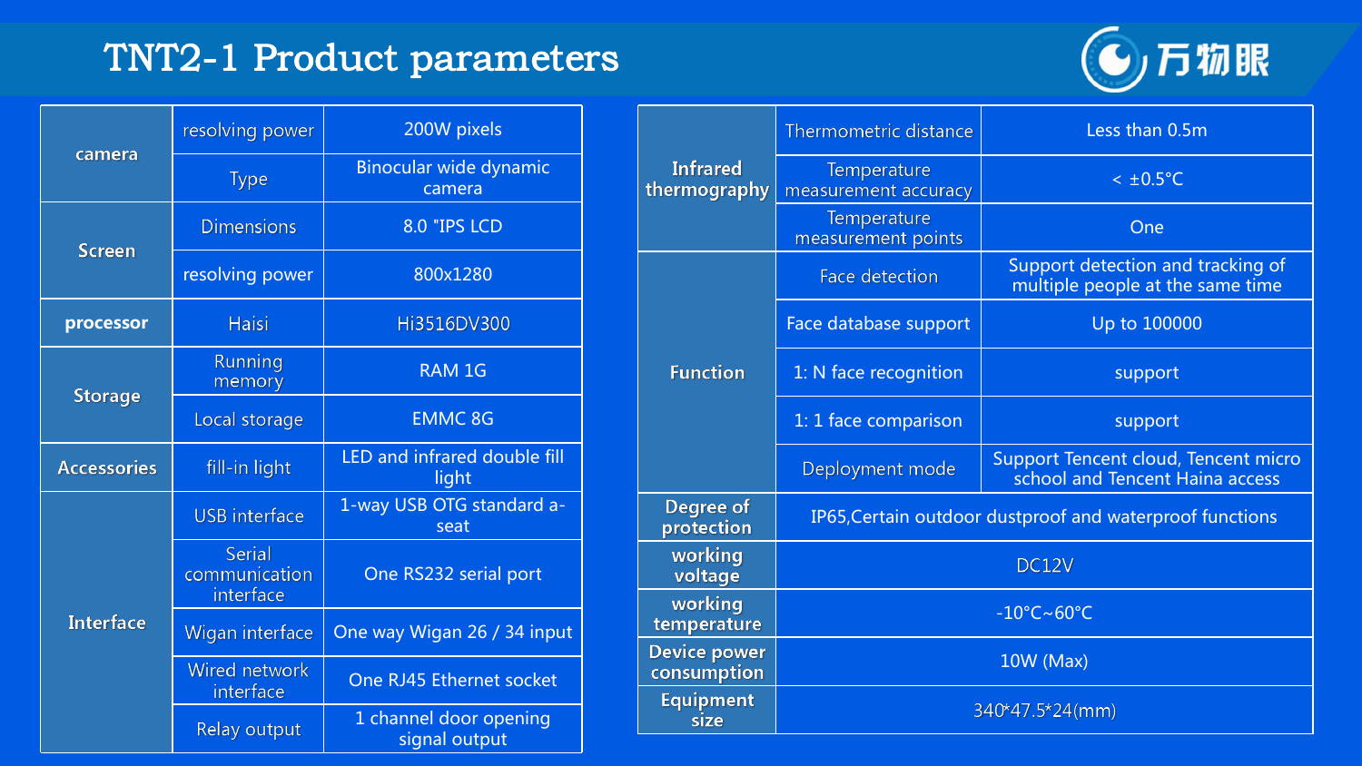# TNT2-1 Product parameters

万物眼

| | | |
|---|---|---|
| **camera** | resolving power | 200W pixels |
| | Type | Binocular wide dynamic camera |
| **Screen** | Dimensions | 8.0 "IPS LCD |
| | resolving power | 800x1280 |
| **processor** | Haisi | Hi3516DV300 |
| **Storage** | Running memory | RAM 1G |
| | Local storage | EMMC 8G |
| **Accessories** | fill-in light | LED and infrared double fill light |
| **Interface** | USB interface | 1-way USB OTG standard a-seat |
| | Serial communication interface | One RS232 serial port |
| | Wigan interface | One way Wigan 26 / 34 input |
| | Wired network interface | One RJ45 Ethernet socket |
| | Relay output | 1 channel door opening signal output |

| | | |
|---|---|---|
| **Infrared thermography** | Thermometric distance | Less than 0.5m |
| | Temperature measurement accuracy | < ±0.5°C |
| | Temperature measurement points | One |
| **Function** | Face detection | Support detection and tracking of multiple people at the same time |
| | Face database support | Up to 100000 |
| | 1: N face recognition | support |
| | 1: 1 face comparison | support |
| | Deployment mode | Support Tencent cloud, Tencent micro school and Tencent Haina access |
| **Degree of protection** | IP65,Certain outdoor dustproof and waterproof functions | |
| **working voltage** | DC12V | |
| **working temperature** | -10°C~60°C | |
| **Device power consumption** | 10W (Max) | |
| **Equipment size** | 340*47.5*24(mm) | |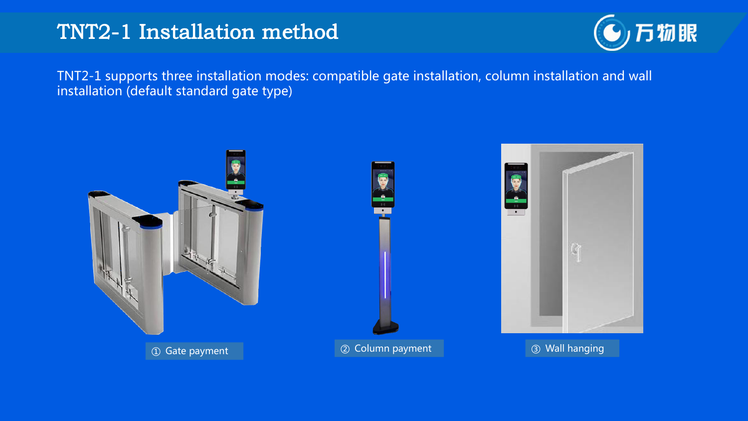# TNT2-1 Installation method

TNT2-1 supports three installation modes: compatible gate installation, column installation and wall installation (default standard gate type)

① Gate payment

② Column payment

③ Wall hanging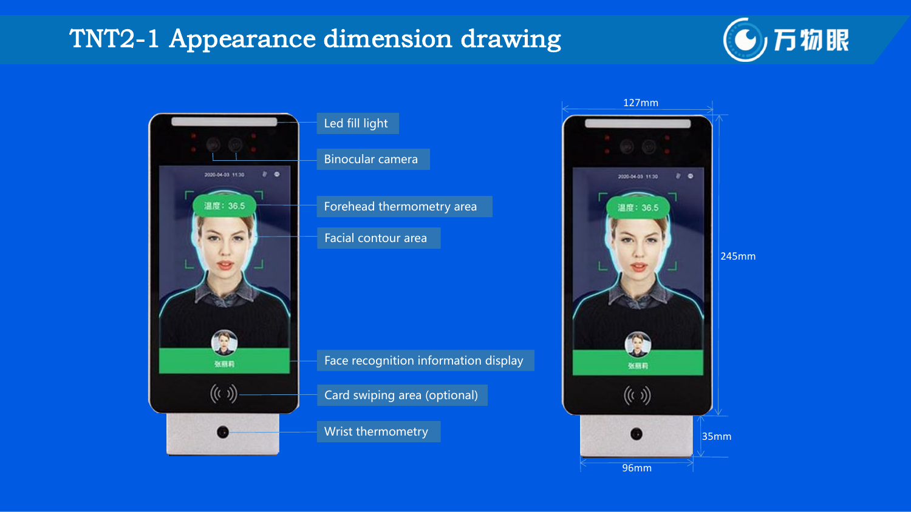# TNT2-1 Appearance dimension drawing

万物眼

Led fill light

Binocular camera

Forehead thermometry area

Facial contour area

Face recognition information display

Card swiping area (optional)

Wrist thermometry

127mm

245mm

35mm

96mm